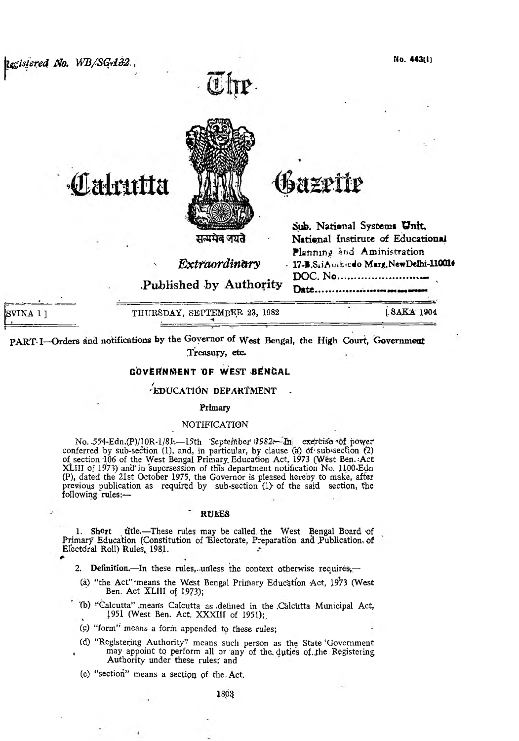Registered No. WB/SG-132.

No. 443(1)

# The Calcutta Gazette

सत्यमेव जयते

*Extraordinary*

Published by Authority

Sub. National Systems Unit,
National Institute of Educational Planning and Aministration
17-B,Sri Aurobindo Marg,New Delhi-110016
DOC. No.........................
Date.............................

ASVINA 1] THURSDAY, SEPTEMBER 23, 1982 [SAKA 1904

PART I—Orders and notifications by the Governor of West Bengal, the High Court, Government Treasury, etc.

## GOVERNMENT OF WEST BENGAL

### EDUCATION DEPARTMENT

#### Primary

#### NOTIFICATION

No. 554-Edn.(P)/10R-1/81.—15th September 1982.—In exercise of power conferred by sub-section (1), and, in particular, by clause (a) of sub-section (2) of section 106 of the West Bengal Primary Education Act, 1973 (West Ben. Act XLIII of 1973) and in supersession of this department notification No. 1100-Edn (P), dated the 21st October 1975, the Governor is pleased hereby to make, after previous publication as required by sub-section (1) of the said section, the following rules:—

#### RULES

1. **Short title.**—These rules may be called the West Bengal Board of Primary Education (Constitution of Electorate, Preparation and Publication of Electoral Roll) Rules, 1981.

2. **Definition.**—In these rules, unless the context otherwise requires,—

   (a) "the Act" means the West Bengal Primary Education Act, 1973 (West Ben. Act XLIII of 1973);

   (b) "Calcutta" means Calcutta as defined in the Calcutta Municipal Act, 1951 (West Ben. Act XXXIII of 1951);

   (c) "form" means a form appended to these rules;

   (d) "Registering Authority" means such person as the State Government may appoint to perform all or any of the duties of the Registering Authority under these rules; and

   (e) "section" means a section of the Act.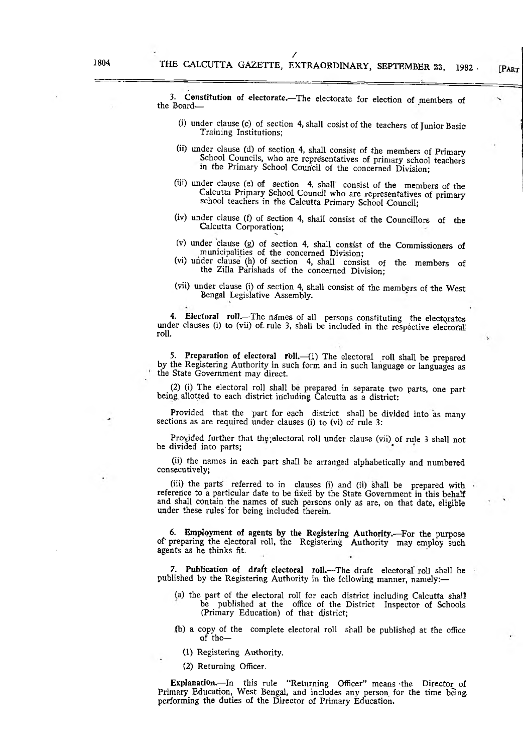3. **Constitution of electorate.**—The electorate for election of members of the Board—

(i) under clause (c) of section 4, shall cosist of the teachers of Junior Basic Training Institutions;

(ii) under clause (d) of section 4, shall consist of the members of Primary School Councils, who are representatives of primary school teachers in the Primary School Council of the concerned Division;

(iii) under clause (e) of section 4, shall consist of the members of the Calcutta Primary School Council who are representatives of primary school teachers in the Calcutta Primary School Council;

(iv) under clause (f) of section 4, shall consist of the Councillors of the Calcutta Corporation;

(v) under clause (g) of section 4, shall consist of the Commissioners of municipalities of the concerned Division;

(vi) under clause (h) of section 4, shall consist of the members of the Zilla Parishads of the concerned Division;

(vii) under clause (i) of section 4, shall consist of the members of the West Bengal Legislative Assembly.

4. **Electoral roll.**—The names of all persons constituting the electorates under clauses (i) to (vii) of rule 3, shall be included in the respective electoral roll.

5. **Preparation of electoral roll.**—(1) The electoral roll shall be prepared by the Registering Authority in such form and in such language or languages as the State Government may direct.

(2) (i) The electoral roll shall be prepared in separate two parts, one part being allotted to each district including Calcutta as a district:

Provided that the part for each district shall be divided into as many sections as are required under clauses (i) to (vi) of rule 3:

Provided further that the electoral roll under clause (vii) of rule 3 shall not be divided into parts;

(ii) the names in each part shall be arranged alphabetically and numbered consecutively;

(iii) the parts referred to in clauses (i) and (ii) shall be prepared with reference to a particular date to be fixed by the State Government in this behalf and shall contain the names of such persons only as are, on that date, eligible under these rules for being included therein.

6. **Employment of agents by the Registering Authority.**—For the purpose of preparing the electoral roll, the Registering Authority may employ such agents as he thinks fit.

7. **Publication of draft electoral roll.**—The draft electoral roll shall be published by the Registering Authority in the following manner, namely:—

(a) the part of the electoral roll for each district including Calcutta shall be published at the office of the District Inspector of Schools (Primary Education) of that district;

(b) a copy of the complete electoral roll shall be published at the office of the—

(1) Registering Authority.

(2) Returning Officer.

**Explanation.**—In this rule "Returning Officer" means the Director of Primary Education, West Bengal, and includes any person for the time being performing the duties of the Director of Primary Education.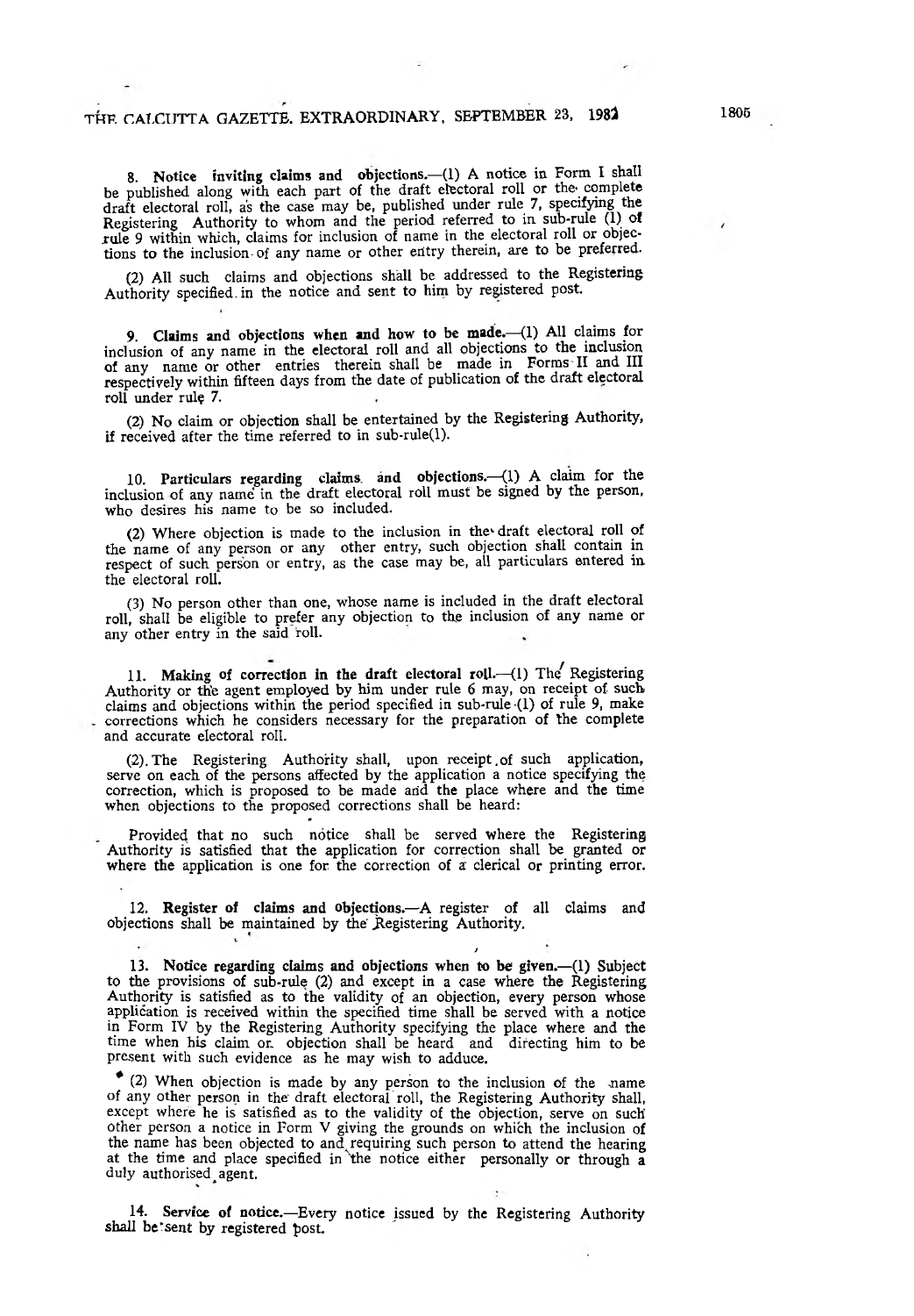**8. Notice inviting claims and objections.**—(1) A notice in Form I shall be published along with each part of the draft electoral roll or the complete draft electoral roll, as the case may be, published under rule 7, specifying the Registering Authority to whom and the period referred to in sub-rule (1) of rule 9 within which, claims for inclusion of name in the electoral roll or objections to the inclusion of any name or other entry therein, are to be preferred.

(2) All such claims and objections shall be addressed to the Registering Authority specified in the notice and sent to him by registered post.

**9. Claims and objections when and how to be made.**—(1) All claims for inclusion of any name in the electoral roll and all objections to the inclusion of any name or other entries therein shall be made in Forms II and III respectively within fifteen days from the date of publication of the draft electoral roll under rule 7.

(2) No claim or objection shall be entertained by the Registering Authority, if received after the time referred to in sub-rule(1).

**10. Particulars regarding claims and objections.**—(1) A claim for the inclusion of any name in the draft electoral roll must be signed by the person, who desires his name to be so included.

(2) Where objection is made to the inclusion in the draft electoral roll of the name of any person or any other entry, such objection shall contain in respect of such person or entry, as the case may be, all particulars entered in the electoral roll.

(3) No person other than one, whose name is included in the draft electoral roll, shall be eligible to prefer any objection to the inclusion of any name or any other entry in the said roll.

**11. Making of correction in the draft electoral roll.**—(1) The Registering Authority or the agent employed by him under rule 6 may, on receipt of such claims and objections within the period specified in sub-rule (1) of rule 9, make corrections which he considers necessary for the preparation of the complete and accurate electoral roll.

(2). The Registering Authority shall, upon receipt of such application, serve on each of the persons affected by the application a notice specifying the correction, which is proposed to be made and the place where and the time when objections to the proposed corrections shall be heard:

Provided that no such notice shall be served where the Registering Authority is satisfied that the application for correction shall be granted or where the application is one for the correction of a clerical or printing error.

**12. Register of claims and objections.**—A register of all claims and objections shall be maintained by the Registering Authority.

**13. Notice regarding claims and objections when to be given.**—(1) Subject to the provisions of sub-rule (2) and except in a case where the Registering Authority is satisfied as to the validity of an objection, every person whose application is received within the specified time shall be served with a notice in Form IV by the Registering Authority specifying the place where and the time when his claim or objection shall be heard and directing him to be present with such evidence as he may wish to adduce.

(2) When objection is made by any person to the inclusion of the name of any other person in the draft electoral roll, the Registering Authority shall, except where he is satisfied as to the validity of the objection, serve on such other person a notice in Form V giving the grounds on which the inclusion of the name has been objected to and requiring such person to attend the hearing at the time and place specified in the notice either personally or through a duly authorised agent.

**14. Service of notice.**—Every notice issued by the Registering Authority shall be sent by registered post.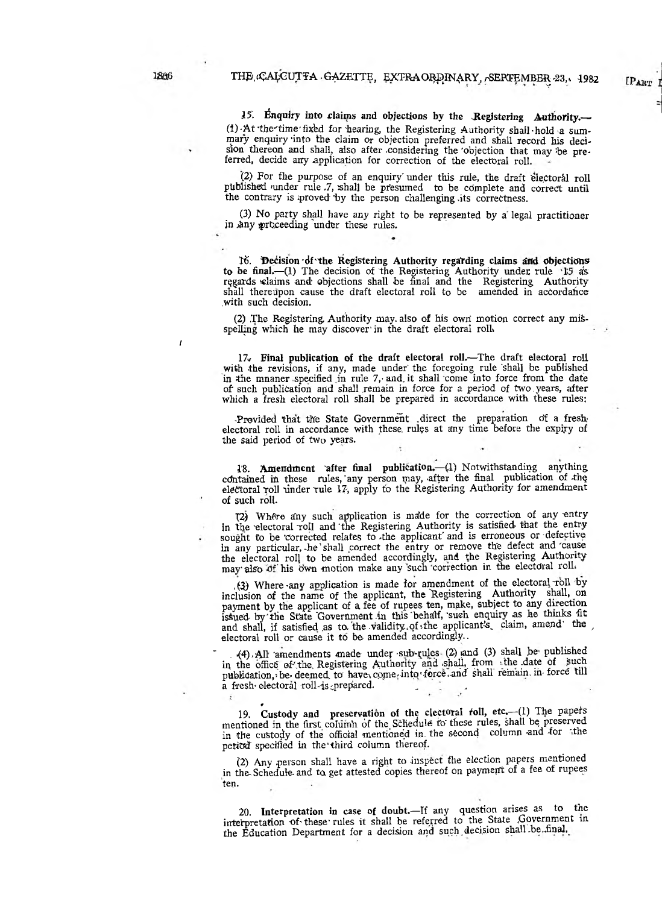**15. Enquiry into claims and objections by the Registering Authority.**—(1) At the time fixed for hearing, the Registering Authority shall hold a summary enquiry into the claim or objection preferred and shall record his decision thereon and shall, also after considering the objection that may be preferred, decide any application for correction of the electoral roll.

(2) For the purpose of an enquiry under this rule, the draft electoral roll published under rule 7, shall be presumed to be complete and correct until the contrary is proved by the person challenging its correctness.

(3) No party shall have any right to be represented by a legal practitioner in any proceeding under these rules.

**16. Decision of the Registering Authority regarding claims and objections to be final.**—(1) The decision of the Registering Authority under rule 15 as regards claims and objections shall be final and the Registering Authority shall thereupon cause the draft electoral roll to be amended in accordance with such decision.

(2) The Registering Authority may also of his own motion correct any misspelling which he may discover in the draft electoral roll.

**17. Final publication of the draft electoral roll.**—The draft electoral roll with the revisions, if any, made under the foregoing rule shall be published in the mnaner specified in rule 7, and it shall come into force from the date of such publication and shall remain in force for a period of two years, after which a fresh electoral roll shall be prepared in accordance with these rules:

Provided that the State Government direct the preparation of a fresh electoral roll in accordance with these rules at any time before the expiry of the said period of two years.

**18. Amendment after final publication.**—(1) Notwithstanding anything contained in these rules, any person may, after the final publication of the electoral roll under rule 17, apply to the Registering Authority for amendment of such roll.

(2) Where any such application is made for the correction of any entry in the electoral roll and the Registering Authority is satisfied that the entry sought to be corrected relates to the applicant and is erroneous or defective in any particular, he shall correct the entry or remove the defect and cause the electoral roll to be amended accordingly, and the Registering Authority may also of his own motion make any such correction in the electoral roll.

(3) Where any application is made for amendment of the electoral roll by inclusion of the name of the applicant, the Registering Authority shall, on payment by the applicant of a fee of rupees ten, make, subject to any direction issued by the State Government in this behalf, such enquiry as he thinks fit and shall, if satisfied as to the validity of the applicant's claim, amend the electoral roll or cause it to be amended accordingly.

(4) All amendments made under sub-rules (2) and (3) shall be published in the office of the Registering Authority and shall, from the date of such publication, be deemed to have come into force and shall remain in force till a fresh electoral roll is prepared.

**19. Custody and preservation of the electoral roll, etc.**—(1) The papers mentioned in the first column of the Schedule to these rules, shall be preserved in the custody of the official mentioned in the second column and for the period specified in the third column thereof.

(2) Any person shall have a right to inspect the election papers mentioned in the Schedule and to get attested copies thereof on payment of a fee of rupees ten.

**20. Interpretation in case of doubt.**—If any question arises as to the interpretation of these rules it shall be referred to the State Government in the Education Department for a decision and such decision shall be final.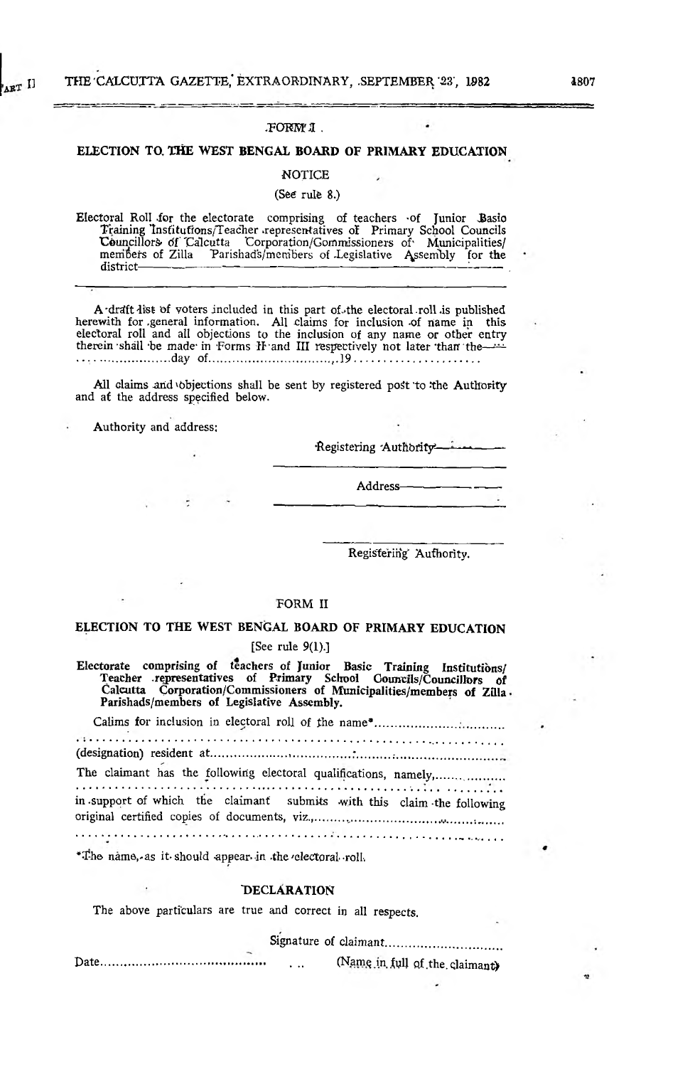## FORM I

### ELECTION TO THE WEST BENGAL BOARD OF PRIMARY EDUCATION

NOTICE

(See rule 8.)

Electoral Roll for the electorate comprising of teachers of Junior Basic Training Institutions/Teacher representatives of Primary School Councils Councillors of Calcutta Corporation/Commissioners of Municipalities/members of Zilla Parishads/members of Legislative Assembly for the district——————————————

A draft list of voters included in this part of the electoral roll is published herewith for general information. All claims for inclusion of name in this electoral roll and all objections to the inclusion of any name or other entry therein shall be made in Forms II and III respectively not later than the………………day of………………………………19……………………

All claims and objections shall be sent by registered post to the Authority and at the address specified below.

Authority and address:

Registering Authority——————

Address——————

Registering Authority.

## FORM II

### ELECTION TO THE WEST BENGAL BOARD OF PRIMARY EDUCATION

[See rule 9(1).]

**Electorate comprising of teachers of Junior Basic Training Institutions/Teacher representatives of Primary School Councils/Councillors of Calcutta Corporation/Commissioners of Municipalities/members of Zilla Parishads/members of Legislative Assembly.**

Calims for inclusion in electoral roll of the name*……………………………………
……………………………………………………………………………………
(designation) resident at……………………………………………………………
The claimant has the following electoral qualifications, namely,…………………
……………………………………………………………………………………
in support of which the claimant submits with this claim the following original certified copies of documents, viz.,………………………………………………
……………………………………………………………………………………

*The name, as it should appear in the electoral roll.

### DECLARATION

The above particulars are true and correct in all respects.

Signature of claimant…………………………

Date……………………………………… … (Name in full of the claimant)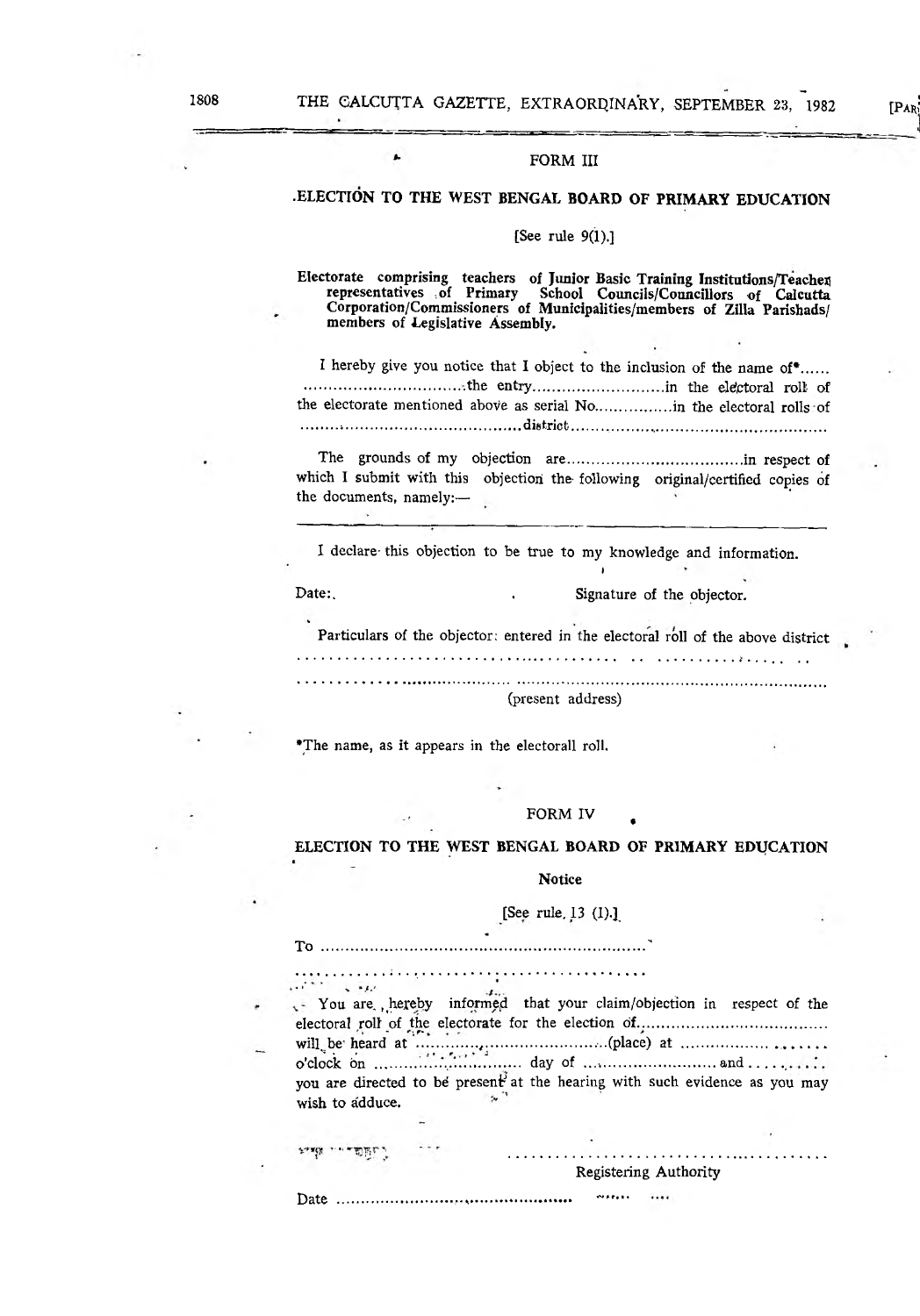## FORM III

### ELECTION TO THE WEST BENGAL BOARD OF PRIMARY EDUCATION

[See rule 9(1).]

**Electorate comprising teachers of Junior Basic Training Institutions/Teachers representatives of Primary School Councils/Councillors of Calcutta Corporation/Commissioners of Municipalities/members of Zilla Parishads/ members of Legislative Assembly.**

I hereby give you notice that I object to the inclusion of the name of*...... ..................................the entry...........................in the electoral roll of the electorate mentioned above as serial No................in the electoral rolls of ..........................................district....................................................

The grounds of my objection are....................................in respect of which I submit with this objection the following original/certified copies of the documents, namely:—

---

I declare this objection to be true to my knowledge and information.

Date:                                        Signature of the objector.

Particulars of the objector: entered in the electoral roll of the above district ..................................................................................

..................................................................................

(present address)

*The name, as it appears in the electorall roll.

## FORM IV

### ELECTION TO THE WEST BENGAL BOARD OF PRIMARY EDUCATION

**Notice**

[See rule 13 (1).]

To ..................................................................

..............................................

You are hereby informed that your claim/objection in respect of the electoral roll of the electorate for the election of...................................... will be heard at ......................................(place) at ......................... o'clock on ............................ day of ........................... and ........... you are directed to be present at the hearing with such evidence as you may wish to adduce.

..........................................

Registering Authority

Date ...............................................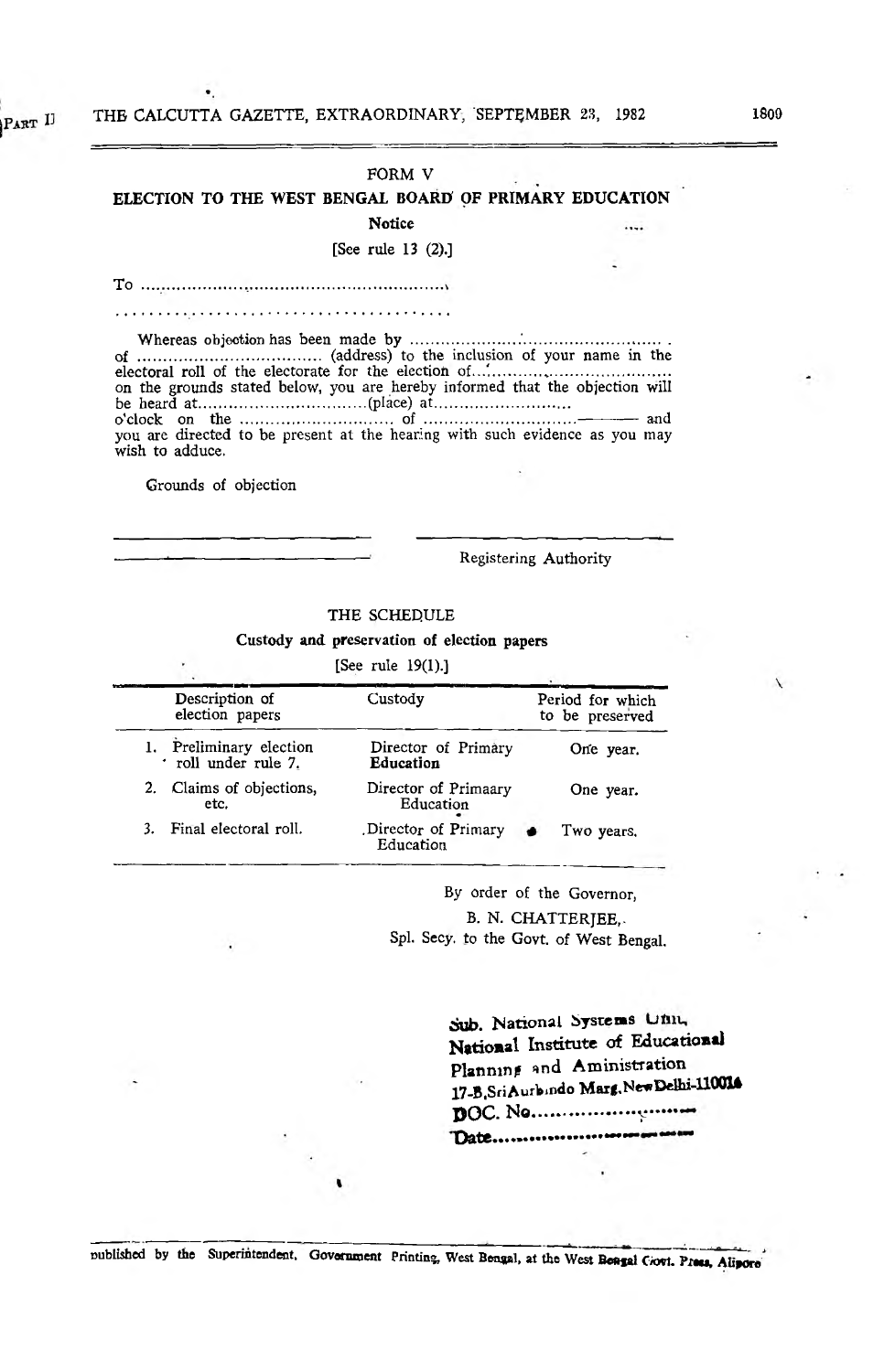FORM V

## ELECTION TO THE WEST BENGAL BOARD OF PRIMARY EDUCATION

**Notice**

[See rule 13 (2).]

To ..........................................................................,

.........................................

Whereas objection has been made by .................................................. of .................................... (address) to the inclusion of your name in the electoral roll of the electorate for the election of.............................................. on the grounds stated below, you are hereby informed that the objection will be heard at.................................(place) at.......................... o'clock on the .............................. of ..............................——— and you are directed to be present at the hearing with such evidence as you may wish to adduce.

Grounds of objection

Registering Authority

### THE SCHEDULE

**Custody and preservation of election papers**

[See rule 19(1).]

| Description of election papers | Custody | Period for which to be preserved |
| --- | --- | --- |
| 1. Preliminary election roll under rule 7. | Director of Primary Education | One year. |
| 2. Claims of objections, etc. | Director of Primaary Education | One year. |
| 3. Final electoral roll. | Director of Primary Education | Two years. |

By order of the Governor,

B. N. CHATTERJEE,

Spl. Secy. to the Govt. of West Bengal.

Sub. National Systems Unit,
National Institute of Educational
Planning and Aministration
17-B,SriAurbindo Marg,NewDelhi-110016
DOC. No..........................
Date...................................

published by the Superintendent, Government Printing, West Bengal, at the West Bengal Govt. Press, Alipore